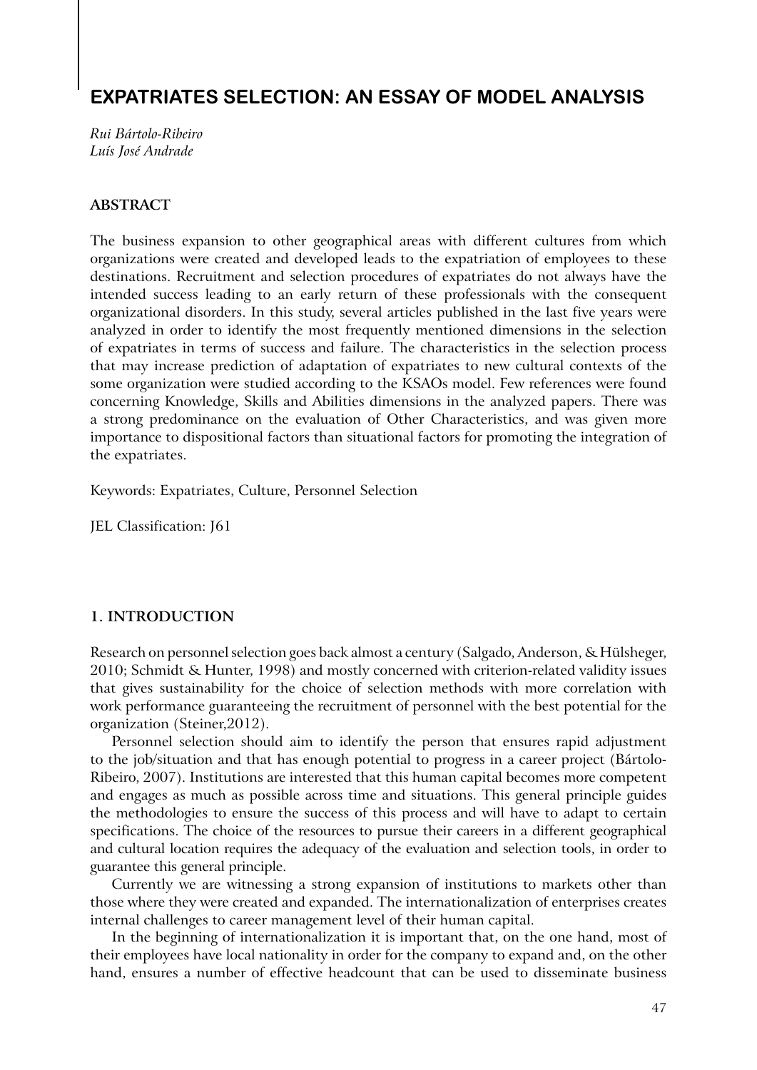# EXPATRIATES SELECTION: AN ESSAY OF MODEL ANALYSIS

*Rui Bártolo-Ribeiro*
*Luís José Andrade*

## ABSTRACT

The business expansion to other geographical areas with different cultures from which organizations were created and developed leads to the expatriation of employees to these destinations. Recruitment and selection procedures of expatriates do not always have the intended success leading to an early return of these professionals with the consequent organizational disorders. In this study, several articles published in the last five years were analyzed in order to identify the most frequently mentioned dimensions in the selection of expatriates in terms of success and failure. The characteristics in the selection process that may increase prediction of adaptation of expatriates to new cultural contexts of the some organization were studied according to the KSAOs model. Few references were found concerning Knowledge, Skills and Abilities dimensions in the analyzed papers. There was a strong predominance on the evaluation of Other Characteristics, and was given more importance to dispositional factors than situational factors for promoting the integration of the expatriates.

Keywords: Expatriates, Culture, Personnel Selection

JEL Classification: J61

## 1. INTRODUCTION

Research on personnel selection goes back almost a century (Salgado, Anderson, & Hülsheger, 2010; Schmidt & Hunter, 1998) and mostly concerned with criterion-related validity issues that gives sustainability for the choice of selection methods with more correlation with work performance guaranteeing the recruitment of personnel with the best potential for the organization (Steiner,2012).

Personnel selection should aim to identify the person that ensures rapid adjustment to the job/situation and that has enough potential to progress in a career project (Bártolo-Ribeiro, 2007). Institutions are interested that this human capital becomes more competent and engages as much as possible across time and situations. This general principle guides the methodologies to ensure the success of this process and will have to adapt to certain specifications. The choice of the resources to pursue their careers in a different geographical and cultural location requires the adequacy of the evaluation and selection tools, in order to guarantee this general principle.

Currently we are witnessing a strong expansion of institutions to markets other than those where they were created and expanded. The internationalization of enterprises creates internal challenges to career management level of their human capital.

In the beginning of internationalization it is important that, on the one hand, most of their employees have local nationality in order for the company to expand and, on the other hand, ensures a number of effective headcount that can be used to disseminate business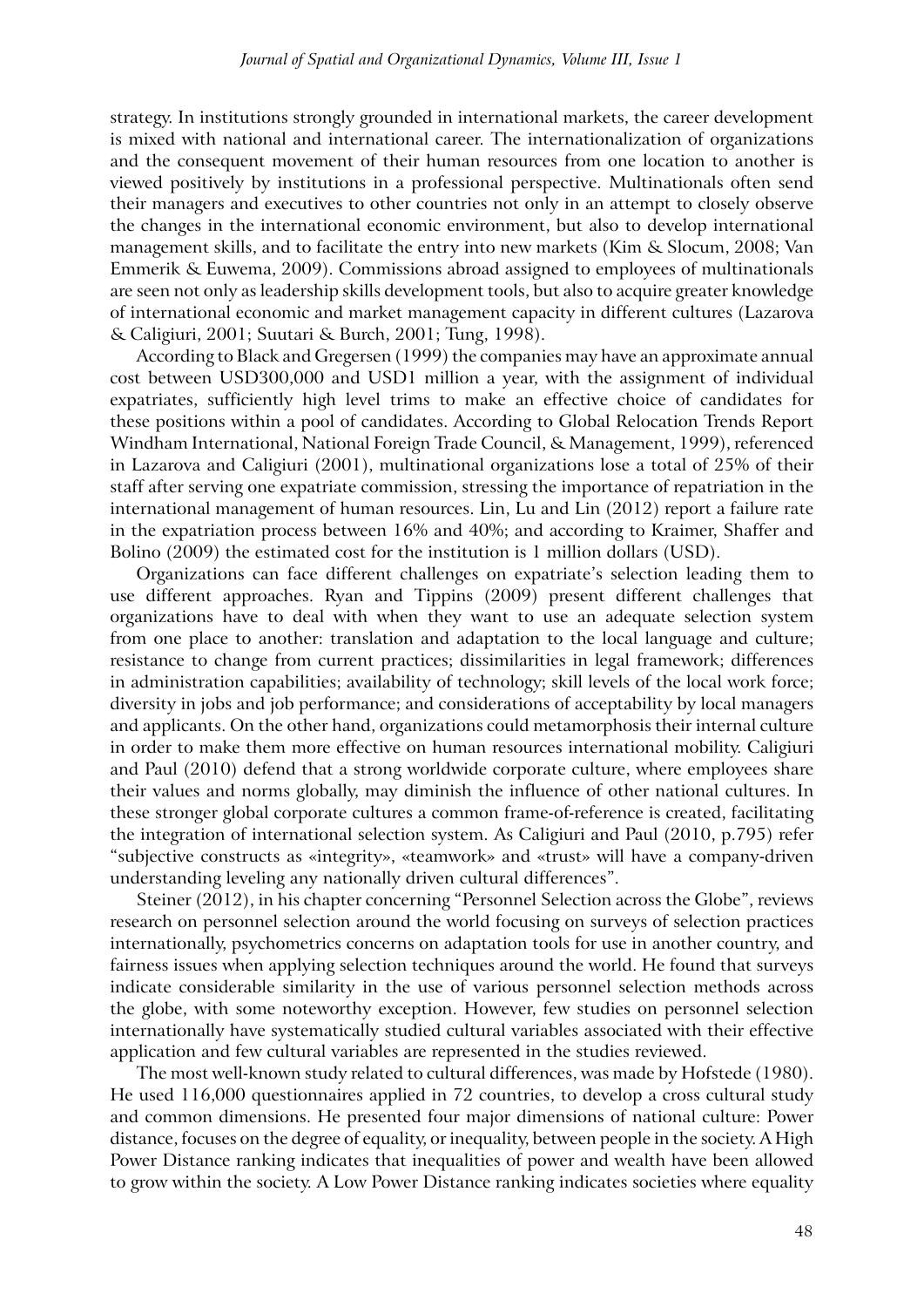strategy. In institutions strongly grounded in international markets, the career development is mixed with national and international career. The internationalization of organizations and the consequent movement of their human resources from one location to another is viewed positively by institutions in a professional perspective. Multinationals often send their managers and executives to other countries not only in an attempt to closely observe the changes in the international economic environment, but also to develop international management skills, and to facilitate the entry into new markets (Kim & Slocum, 2008; Van Emmerik & Euwema, 2009). Commissions abroad assigned to employees of multinationals are seen not only as leadership skills development tools, but also to acquire greater knowledge of international economic and market management capacity in different cultures (Lazarova & Caligiuri, 2001; Suutari & Burch, 2001; Tung, 1998).

According to Black and Gregersen (1999) the companies may have an approximate annual cost between USD300,000 and USD1 million a year, with the assignment of individual expatriates, sufficiently high level trims to make an effective choice of candidates for these positions within a pool of candidates. According to Global Relocation Trends Report Windham International, National Foreign Trade Council, & Management, 1999), referenced in Lazarova and Caligiuri (2001), multinational organizations lose a total of 25% of their staff after serving one expatriate commission, stressing the importance of repatriation in the international management of human resources. Lin, Lu and Lin (2012) report a failure rate in the expatriation process between 16% and 40%; and according to Kraimer, Shaffer and Bolino (2009) the estimated cost for the institution is 1 million dollars (USD).

Organizations can face different challenges on expatriate's selection leading them to use different approaches. Ryan and Tippins (2009) present different challenges that organizations have to deal with when they want to use an adequate selection system from one place to another: translation and adaptation to the local language and culture; resistance to change from current practices; dissimilarities in legal framework; differences in administration capabilities; availability of technology; skill levels of the local work force; diversity in jobs and job performance; and considerations of acceptability by local managers and applicants. On the other hand, organizations could metamorphosis their internal culture in order to make them more effective on human resources international mobility. Caligiuri and Paul (2010) defend that a strong worldwide corporate culture, where employees share their values and norms globally, may diminish the influence of other national cultures. In these stronger global corporate cultures a common frame-of-reference is created, facilitating the integration of international selection system. As Caligiuri and Paul (2010, p.795) refer "subjective constructs as «integrity», «teamwork» and «trust» will have a company-driven understanding leveling any nationally driven cultural differences".

Steiner (2012), in his chapter concerning "Personnel Selection across the Globe", reviews research on personnel selection around the world focusing on surveys of selection practices internationally, psychometrics concerns on adaptation tools for use in another country, and fairness issues when applying selection techniques around the world. He found that surveys indicate considerable similarity in the use of various personnel selection methods across the globe, with some noteworthy exception. However, few studies on personnel selection internationally have systematically studied cultural variables associated with their effective application and few cultural variables are represented in the studies reviewed.

The most well-known study related to cultural differences, was made by Hofstede (1980). He used 116,000 questionnaires applied in 72 countries, to develop a cross cultural study and common dimensions. He presented four major dimensions of national culture: Power distance, focuses on the degree of equality, or inequality, between people in the society. A High Power Distance ranking indicates that inequalities of power and wealth have been allowed to grow within the society. A Low Power Distance ranking indicates societies where equality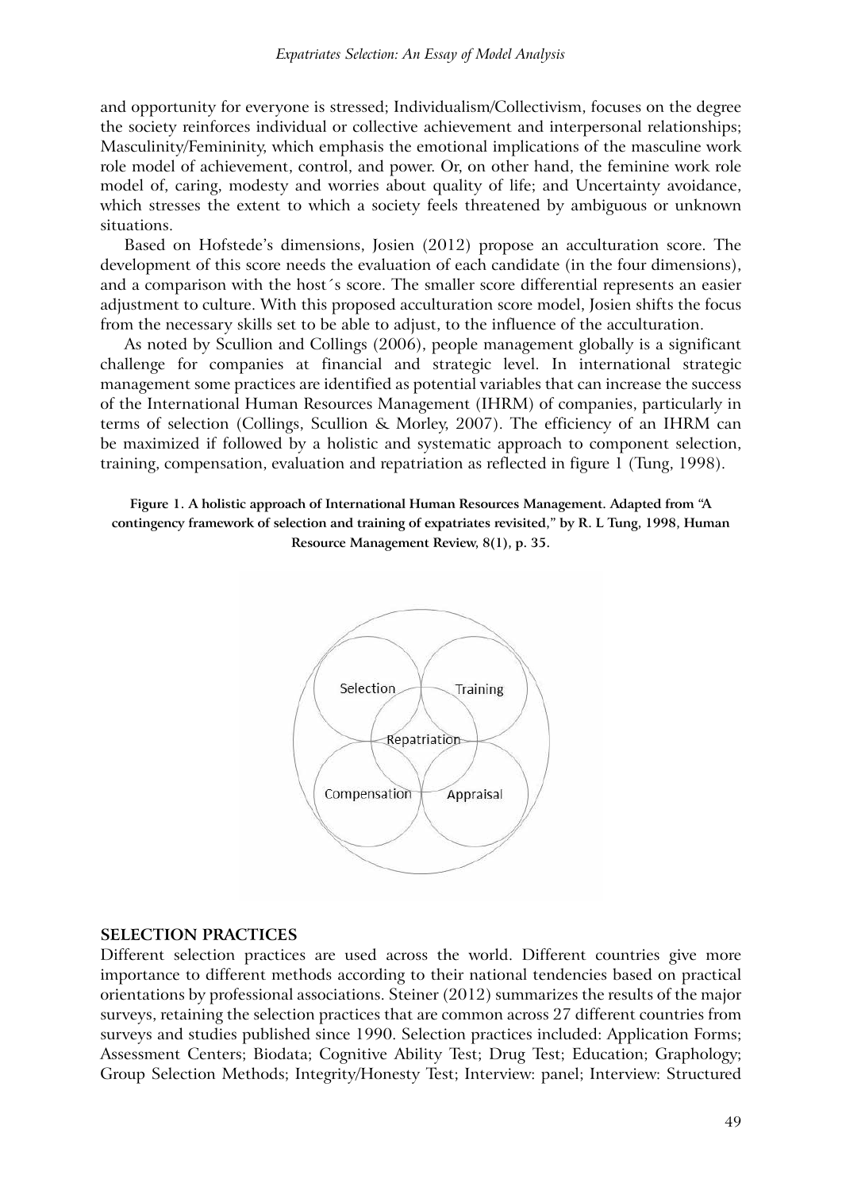and opportunity for everyone is stressed; Individualism/Collectivism, focuses on the degree the society reinforces individual or collective achievement and interpersonal relationships; Masculinity/Femininity, which emphasis the emotional implications of the masculine work role model of achievement, control, and power. Or, on other hand, the feminine work role model of, caring, modesty and worries about quality of life; and Uncertainty avoidance, which stresses the extent to which a society feels threatened by ambiguous or unknown situations.

Based on Hofstede's dimensions, Josien (2012) propose an acculturation score. The development of this score needs the evaluation of each candidate (in the four dimensions), and a comparison with the host´s score. The smaller score differential represents an easier adjustment to culture. With this proposed acculturation score model, Josien shifts the focus from the necessary skills set to be able to adjust, to the influence of the acculturation.

As noted by Scullion and Collings (2006), people management globally is a significant challenge for companies at financial and strategic level. In international strategic management some practices are identified as potential variables that can increase the success of the International Human Resources Management (IHRM) of companies, particularly in terms of selection (Collings, Scullion & Morley, 2007). The efficiency of an IHRM can be maximized if followed by a holistic and systematic approach to component selection, training, compensation, evaluation and repatriation as reflected in figure 1 (Tung, 1998).

**Figure 1. A holistic approach of International Human Resources Management. Adapted from "A contingency framework of selection and training of expatriates revisited," by R. L Tung, 1998, Human Resource Management Review, 8(1), p. 35.**

Selection
Training
Repatriation
Compensation
Appraisal

## SELECTION PRACTICES

Different selection practices are used across the world. Different countries give more importance to different methods according to their national tendencies based on practical orientations by professional associations. Steiner (2012) summarizes the results of the major surveys, retaining the selection practices that are common across 27 different countries from surveys and studies published since 1990. Selection practices included: Application Forms; Assessment Centers; Biodata; Cognitive Ability Test; Drug Test; Education; Graphology; Group Selection Methods; Integrity/Honesty Test; Interview: panel; Interview: Structured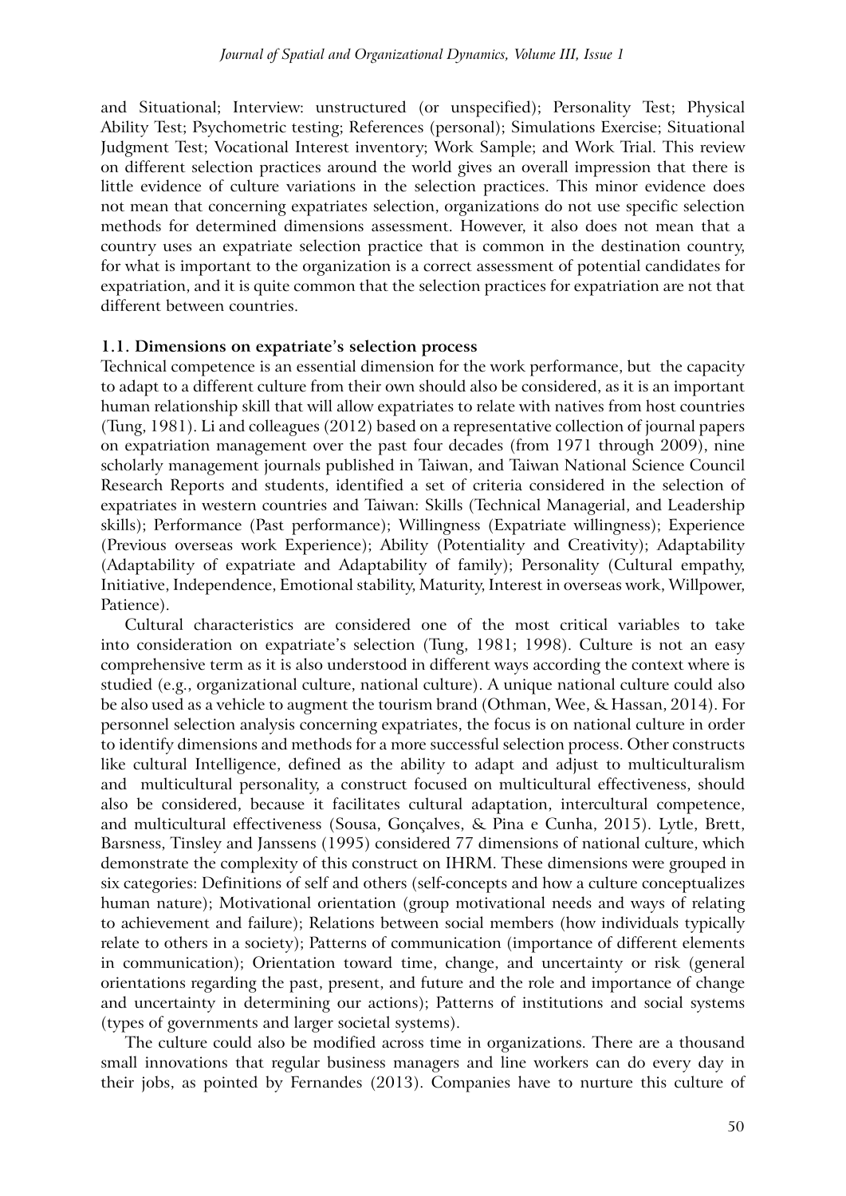and Situational; Interview: unstructured (or unspecified); Personality Test; Physical Ability Test; Psychometric testing; References (personal); Simulations Exercise; Situational Judgment Test; Vocational Interest inventory; Work Sample; and Work Trial. This review on different selection practices around the world gives an overall impression that there is little evidence of culture variations in the selection practices. This minor evidence does not mean that concerning expatriates selection, organizations do not use specific selection methods for determined dimensions assessment. However, it also does not mean that a country uses an expatriate selection practice that is common in the destination country, for what is important to the organization is a correct assessment of potential candidates for expatriation, and it is quite common that the selection practices for expatriation are not that different between countries.

### 1.1. Dimensions on expatriate's selection process

Technical competence is an essential dimension for the work performance, but the capacity to adapt to a different culture from their own should also be considered, as it is an important human relationship skill that will allow expatriates to relate with natives from host countries (Tung, 1981). Li and colleagues (2012) based on a representative collection of journal papers on expatriation management over the past four decades (from 1971 through 2009), nine scholarly management journals published in Taiwan, and Taiwan National Science Council Research Reports and students, identified a set of criteria considered in the selection of expatriates in western countries and Taiwan: Skills (Technical Managerial, and Leadership skills); Performance (Past performance); Willingness (Expatriate willingness); Experience (Previous overseas work Experience); Ability (Potentiality and Creativity); Adaptability (Adaptability of expatriate and Adaptability of family); Personality (Cultural empathy, Initiative, Independence, Emotional stability, Maturity, Interest in overseas work, Willpower, Patience).

Cultural characteristics are considered one of the most critical variables to take into consideration on expatriate's selection (Tung, 1981; 1998). Culture is not an easy comprehensive term as it is also understood in different ways according the context where is studied (e.g., organizational culture, national culture). A unique national culture could also be also used as a vehicle to augment the tourism brand (Othman, Wee, & Hassan, 2014). For personnel selection analysis concerning expatriates, the focus is on national culture in order to identify dimensions and methods for a more successful selection process. Other constructs like cultural Intelligence, defined as the ability to adapt and adjust to multiculturalism and multicultural personality, a construct focused on multicultural effectiveness, should also be considered, because it facilitates cultural adaptation, intercultural competence, and multicultural effectiveness (Sousa, Gonçalves, & Pina e Cunha, 2015). Lytle, Brett, Barsness, Tinsley and Janssens (1995) considered 77 dimensions of national culture, which demonstrate the complexity of this construct on IHRM. These dimensions were grouped in six categories: Definitions of self and others (self-concepts and how a culture conceptualizes human nature); Motivational orientation (group motivational needs and ways of relating to achievement and failure); Relations between social members (how individuals typically relate to others in a society); Patterns of communication (importance of different elements in communication); Orientation toward time, change, and uncertainty or risk (general orientations regarding the past, present, and future and the role and importance of change and uncertainty in determining our actions); Patterns of institutions and social systems (types of governments and larger societal systems).

The culture could also be modified across time in organizations. There are a thousand small innovations that regular business managers and line workers can do every day in their jobs, as pointed by Fernandes (2013). Companies have to nurture this culture of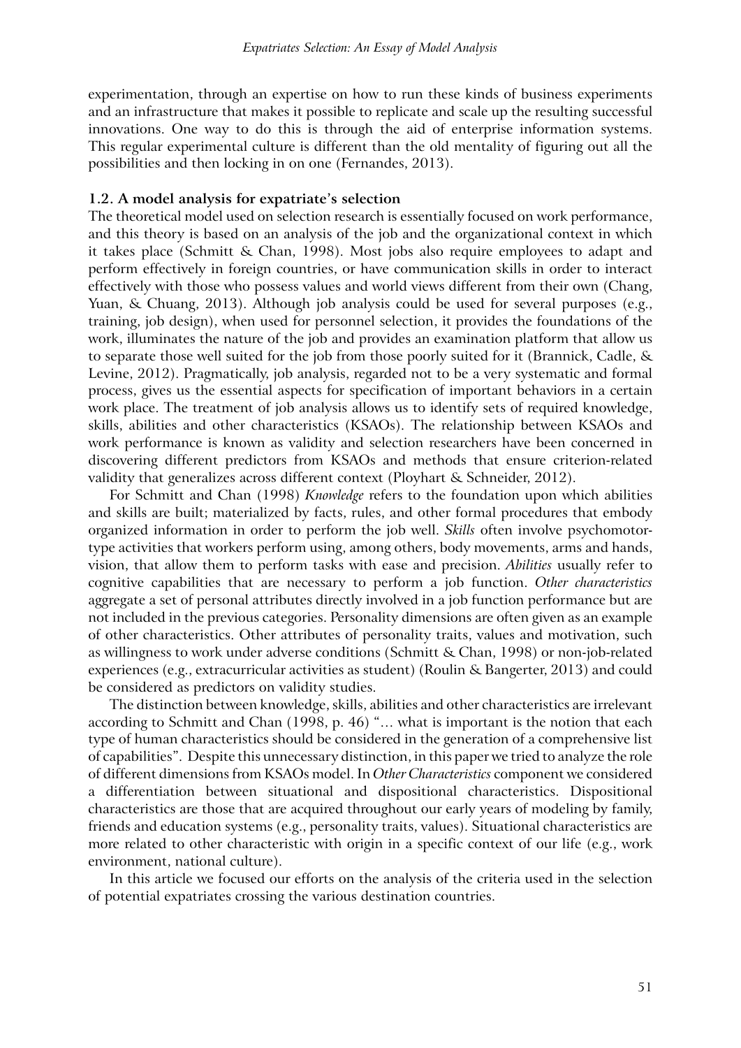experimentation, through an expertise on how to run these kinds of business experiments and an infrastructure that makes it possible to replicate and scale up the resulting successful innovations. One way to do this is through the aid of enterprise information systems. This regular experimental culture is different than the old mentality of figuring out all the possibilities and then locking in on one (Fernandes, 2013).

### 1.2. A model analysis for expatriate's selection

The theoretical model used on selection research is essentially focused on work performance, and this theory is based on an analysis of the job and the organizational context in which it takes place (Schmitt & Chan, 1998). Most jobs also require employees to adapt and perform effectively in foreign countries, or have communication skills in order to interact effectively with those who possess values and world views different from their own (Chang, Yuan, & Chuang, 2013). Although job analysis could be used for several purposes (e.g., training, job design), when used for personnel selection, it provides the foundations of the work, illuminates the nature of the job and provides an examination platform that allow us to separate those well suited for the job from those poorly suited for it (Brannick, Cadle, & Levine, 2012). Pragmatically, job analysis, regarded not to be a very systematic and formal process, gives us the essential aspects for specification of important behaviors in a certain work place. The treatment of job analysis allows us to identify sets of required knowledge, skills, abilities and other characteristics (KSAOs). The relationship between KSAOs and work performance is known as validity and selection researchers have been concerned in discovering different predictors from KSAOs and methods that ensure criterion-related validity that generalizes across different context (Ployhart & Schneider, 2012).

For Schmitt and Chan (1998) *Knowledge* refers to the foundation upon which abilities and skills are built; materialized by facts, rules, and other formal procedures that embody organized information in order to perform the job well. *Skills* often involve psychomotor-type activities that workers perform using, among others, body movements, arms and hands, vision, that allow them to perform tasks with ease and precision. *Abilities* usually refer to cognitive capabilities that are necessary to perform a job function. *Other characteristics* aggregate a set of personal attributes directly involved in a job function performance but are not included in the previous categories. Personality dimensions are often given as an example of other characteristics. Other attributes of personality traits, values and motivation, such as willingness to work under adverse conditions (Schmitt & Chan, 1998) or non-job-related experiences (e.g., extracurricular activities as student) (Roulin & Bangerter, 2013) and could be considered as predictors on validity studies.

The distinction between knowledge, skills, abilities and other characteristics are irrelevant according to Schmitt and Chan (1998, p. 46) "… what is important is the notion that each type of human characteristics should be considered in the generation of a comprehensive list of capabilities". Despite this unnecessary distinction, in this paper we tried to analyze the role of different dimensions from KSAOs model. In *Other Characteristics* component we considered a differentiation between situational and dispositional characteristics. Dispositional characteristics are those that are acquired throughout our early years of modeling by family, friends and education systems (e.g., personality traits, values). Situational characteristics are more related to other characteristic with origin in a specific context of our life (e.g., work environment, national culture).

In this article we focused our efforts on the analysis of the criteria used in the selection of potential expatriates crossing the various destination countries.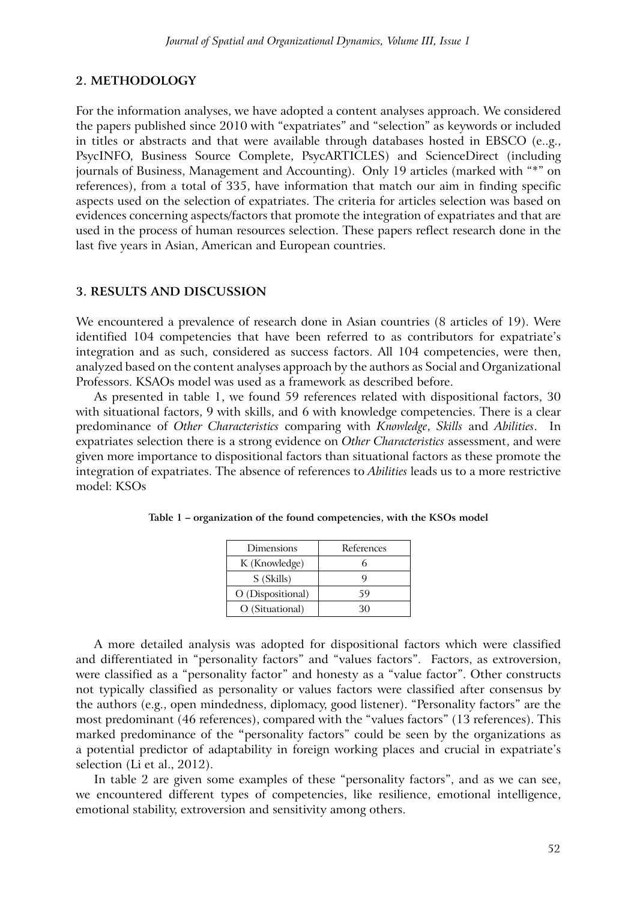## 2. METHODOLOGY

For the information analyses, we have adopted a content analyses approach. We considered the papers published since 2010 with "expatriates" and "selection" as keywords or included in titles or abstracts and that were available through databases hosted in EBSCO (e..g., PsycINFO, Business Source Complete, PsycARTICLES) and ScienceDirect (including journals of Business, Management and Accounting). Only 19 articles (marked with "*" on references), from a total of 335, have information that match our aim in finding specific aspects used on the selection of expatriates. The criteria for articles selection was based on evidences concerning aspects/factors that promote the integration of expatriates and that are used in the process of human resources selection. These papers reflect research done in the last five years in Asian, American and European countries.

## 3. RESULTS AND DISCUSSION

We encountered a prevalence of research done in Asian countries (8 articles of 19). Were identified 104 competencies that have been referred to as contributors for expatriate's integration and as such, considered as success factors. All 104 competencies, were then, analyzed based on the content analyses approach by the authors as Social and Organizational Professors. KSAOs model was used as a framework as described before.

As presented in table 1, we found 59 references related with dispositional factors, 30 with situational factors, 9 with skills, and 6 with knowledge competencies. There is a clear predominance of *Other Characteristics* comparing with *Knowledge*, *Skills* and *Abilities*. In expatriates selection there is a strong evidence on *Other Characteristics* assessment, and were given more importance to dispositional factors than situational factors as these promote the integration of expatriates. The absence of references to *Abilities* leads us to a more restrictive model: KSOs

**Table 1 – organization of the found competencies, with the KSOs model**

| Dimensions | References |
|---|---|
| K (Knowledge) | 6 |
| S (Skills) | 9 |
| O (Dispositional) | 59 |
| O (Situational) | 30 |

A more detailed analysis was adopted for dispositional factors which were classified and differentiated in "personality factors" and "values factors". Factors, as extroversion, were classified as a "personality factor" and honesty as a "value factor". Other constructs not typically classified as personality or values factors were classified after consensus by the authors (e.g., open mindedness, diplomacy, good listener). "Personality factors" are the most predominant (46 references), compared with the "values factors" (13 references). This marked predominance of the "personality factors" could be seen by the organizations as a potential predictor of adaptability in foreign working places and crucial in expatriate's selection (Li et al., 2012).

In table 2 are given some examples of these "personality factors", and as we can see, we encountered different types of competencies, like resilience, emotional intelligence, emotional stability, extroversion and sensitivity among others.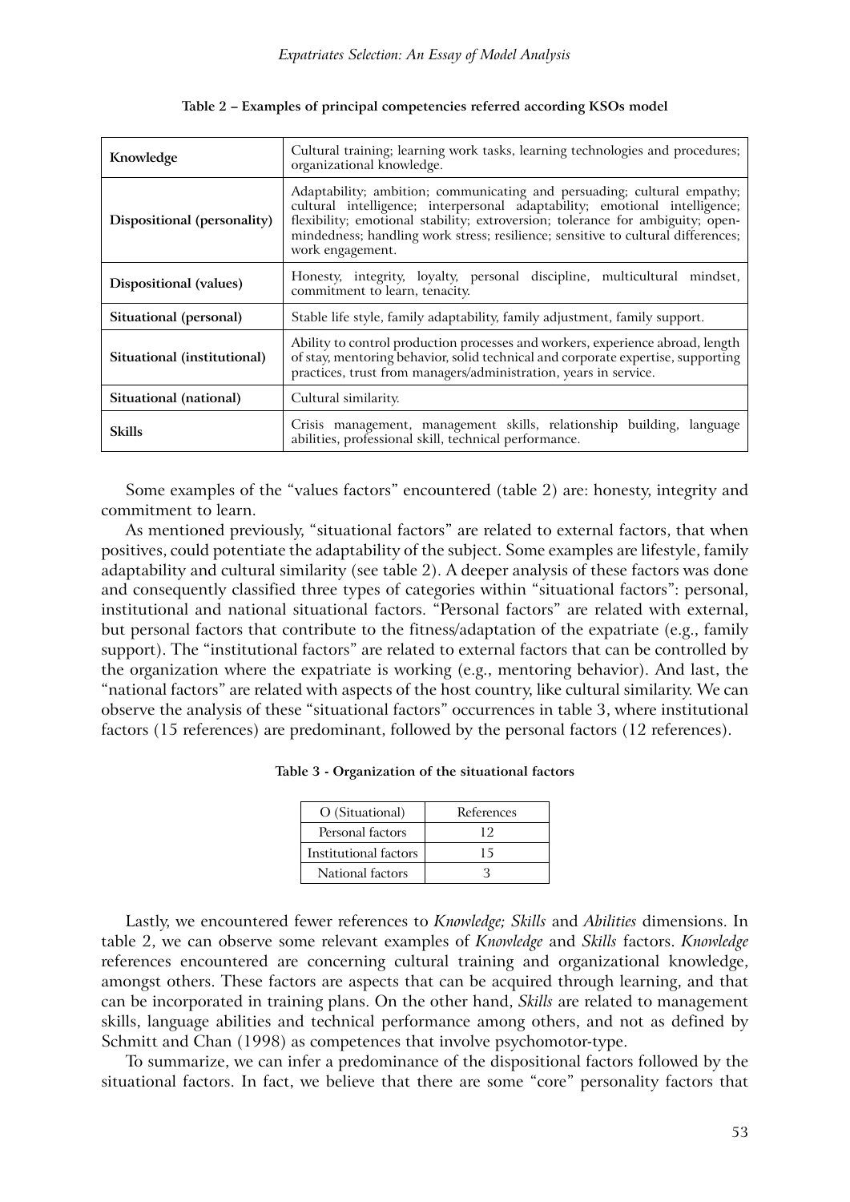**Table 2 – Examples of principal competencies referred according KSOs model**

| | |
|---|---|
| **Knowledge** | Cultural training; learning work tasks, learning technologies and procedures; organizational knowledge. |
| **Dispositional (personality)** | Adaptability; ambition; communicating and persuading; cultural empathy; cultural intelligence; interpersonal adaptability; emotional intelligence; flexibility; emotional stability; extroversion; tolerance for ambiguity; open-mindedness; handling work stress; resilience; sensitive to cultural differences; work engagement. |
| **Dispositional (values)** | Honesty, integrity, loyalty, personal discipline, multicultural mindset, commitment to learn, tenacity. |
| **Situational (personal)** | Stable life style, family adaptability, family adjustment, family support. |
| **Situational (institutional)** | Ability to control production processes and workers, experience abroad, length of stay, mentoring behavior, solid technical and corporate expertise, supporting practices, trust from managers/administration, years in service. |
| **Situational (national)** | Cultural similarity. |
| **Skills** | Crisis management, management skills, relationship building, language abilities, professional skill, technical performance. |

Some examples of the "values factors" encountered (table 2) are: honesty, integrity and commitment to learn.

As mentioned previously, "situational factors" are related to external factors, that when positives, could potentiate the adaptability of the subject. Some examples are lifestyle, family adaptability and cultural similarity (see table 2). A deeper analysis of these factors was done and consequently classified three types of categories within "situational factors": personal, institutional and national situational factors. "Personal factors" are related with external, but personal factors that contribute to the fitness/adaptation of the expatriate (e.g., family support). The "institutional factors" are related to external factors that can be controlled by the organization where the expatriate is working (e.g., mentoring behavior). And last, the "national factors" are related with aspects of the host country, like cultural similarity. We can observe the analysis of these "situational factors" occurrences in table 3, where institutional factors (15 references) are predominant, followed by the personal factors (12 references).

**Table 3 - Organization of the situational factors**

| O (Situational) | References |
|---|---|
| Personal factors | 12 |
| Institutional factors | 15 |
| National factors | 3 |

Lastly, we encountered fewer references to *Knowledge; Skills* and *Abilities* dimensions. In table 2, we can observe some relevant examples of *Knowledge* and *Skills* factors. *Knowledge* references encountered are concerning cultural training and organizational knowledge, amongst others. These factors are aspects that can be acquired through learning, and that can be incorporated in training plans. On the other hand, *Skills* are related to management skills, language abilities and technical performance among others, and not as defined by Schmitt and Chan (1998) as competences that involve psychomotor-type.

To summarize, we can infer a predominance of the dispositional factors followed by the situational factors. In fact, we believe that there are some "core" personality factors that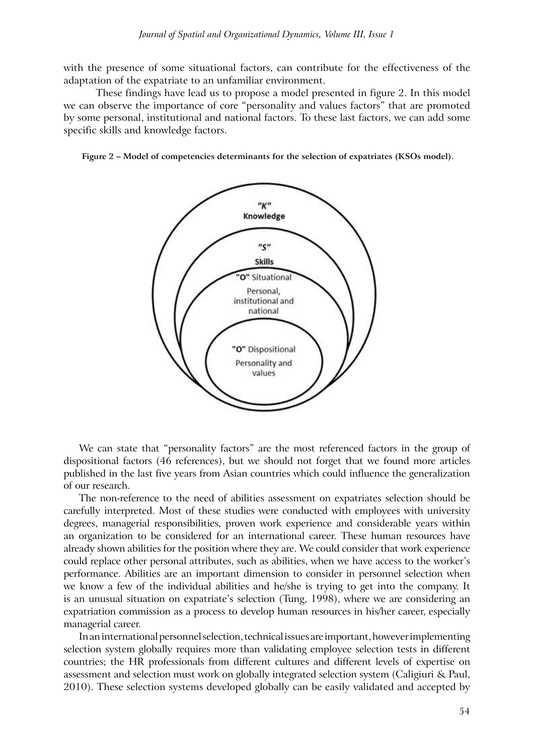with the presence of some situational factors, can contribute for the effectiveness of the adaptation of the expatriate to an unfamiliar environment.

These findings have lead us to propose a model presented in figure 2. In this model we can observe the importance of core "personality and values factors" that are promoted by some personal, institutional and national factors. To these last factors, we can add some specific skills and knowledge factors.

**Figure 2 – Model of competencies determinants for the selection of expatriates (KSOs model).**

"K"
Knowledge

"S"
Skills

"O" Situational
Personal, institutional and national

"O" Dispositional
Personality and values

We can state that "personality factors" are the most referenced factors in the group of dispositional factors (46 references), but we should not forget that we found more articles published in the last five years from Asian countries which could influence the generalization of our research.

The non-reference to the need of abilities assessment on expatriates selection should be carefully interpreted. Most of these studies were conducted with employees with university degrees, managerial responsibilities, proven work experience and considerable years within an organization to be considered for an international career. These human resources have already shown abilities for the position where they are. We could consider that work experience could replace other personal attributes, such as abilities, when we have access to the worker's performance. Abilities are an important dimension to consider in personnel selection when we know a few of the individual abilities and he/she is trying to get into the company. It is an unusual situation on expatriate's selection (Tung, 1998), where we are considering an expatriation commission as a process to develop human resources in his/her career, especially managerial career.

In an international personnel selection, technical issues are important, however implementing selection system globally requires more than validating employee selection tests in different countries; the HR professionals from different cultures and different levels of expertise on assessment and selection must work on globally integrated selection system (Caligiuri & Paul, 2010). These selection systems developed globally can be easily validated and accepted by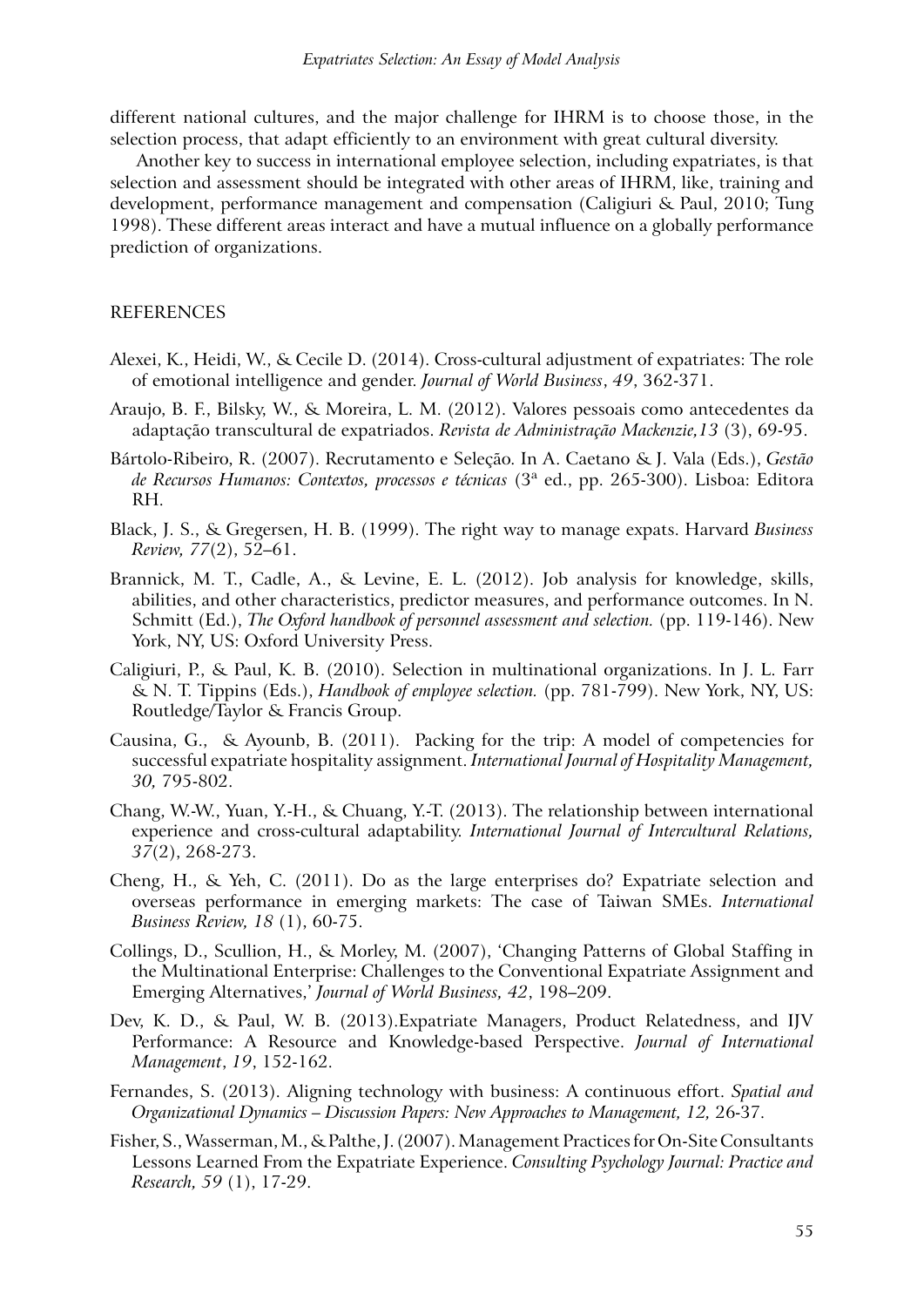different national cultures, and the major challenge for IHRM is to choose those, in the selection process, that adapt efficiently to an environment with great cultural diversity.

Another key to success in international employee selection, including expatriates, is that selection and assessment should be integrated with other areas of IHRM, like, training and development, performance management and compensation (Caligiuri & Paul, 2010; Tung 1998). These different areas interact and have a mutual influence on a globally performance prediction of organizations.

## REFERENCES

Alexei, K., Heidi, W., & Cecile D. (2014). Cross-cultural adjustment of expatriates: The role of emotional intelligence and gender. *Journal of World Business*, *49*, 362-371.

Araujo, B. F., Bilsky, W., & Moreira, L. M. (2012). Valores pessoais como antecedentes da adaptação transcultural de expatriados. *Revista de Administração Mackenzie,13* (3), 69-95.

Bártolo-Ribeiro, R. (2007). Recrutamento e Seleção. In A. Caetano & J. Vala (Eds.), *Gestão de Recursos Humanos: Contextos, processos e técnicas* (3ª ed., pp. 265-300). Lisboa: Editora RH.

Black, J. S., & Gregersen, H. B. (1999). The right way to manage expats. Harvard *Business Review, 77*(2), 52–61.

Brannick, M. T., Cadle, A., & Levine, E. L. (2012). Job analysis for knowledge, skills, abilities, and other characteristics, predictor measures, and performance outcomes. In N. Schmitt (Ed.), *The Oxford handbook of personnel assessment and selection.* (pp. 119-146). New York, NY, US: Oxford University Press.

Caligiuri, P., & Paul, K. B. (2010). Selection in multinational organizations. In J. L. Farr & N. T. Tippins (Eds.), *Handbook of employee selection.* (pp. 781-799). New York, NY, US: Routledge/Taylor & Francis Group.

Causina, G., & Ayounb, B. (2011). Packing for the trip: A model of competencies for successful expatriate hospitality assignment. *International Journal of Hospitality Management, 30,* 795-802.

Chang, W.-W., Yuan, Y.-H., & Chuang, Y.-T. (2013). The relationship between international experience and cross-cultural adaptability. *International Journal of Intercultural Relations, 37*(2), 268-273.

Cheng, H., & Yeh, C. (2011). Do as the large enterprises do? Expatriate selection and overseas performance in emerging markets: The case of Taiwan SMEs. *International Business Review, 18* (1), 60-75.

Collings, D., Scullion, H., & Morley, M. (2007), 'Changing Patterns of Global Staffing in the Multinational Enterprise: Challenges to the Conventional Expatriate Assignment and Emerging Alternatives,' *Journal of World Business, 42*, 198–209.

Dev, K. D., & Paul, W. B. (2013).Expatriate Managers, Product Relatedness, and IJV Performance: A Resource and Knowledge-based Perspective. *Journal of International Management*, *19*, 152-162.

Fernandes, S. (2013). Aligning technology with business: A continuous effort. *Spatial and Organizational Dynamics – Discussion Papers: New Approaches to Management, 12,* 26-37.

Fisher, S., Wasserman, M., & Palthe, J. (2007). Management Practices for On-Site Consultants Lessons Learned From the Expatriate Experience. *Consulting Psychology Journal: Practice and Research, 59* (1), 17-29.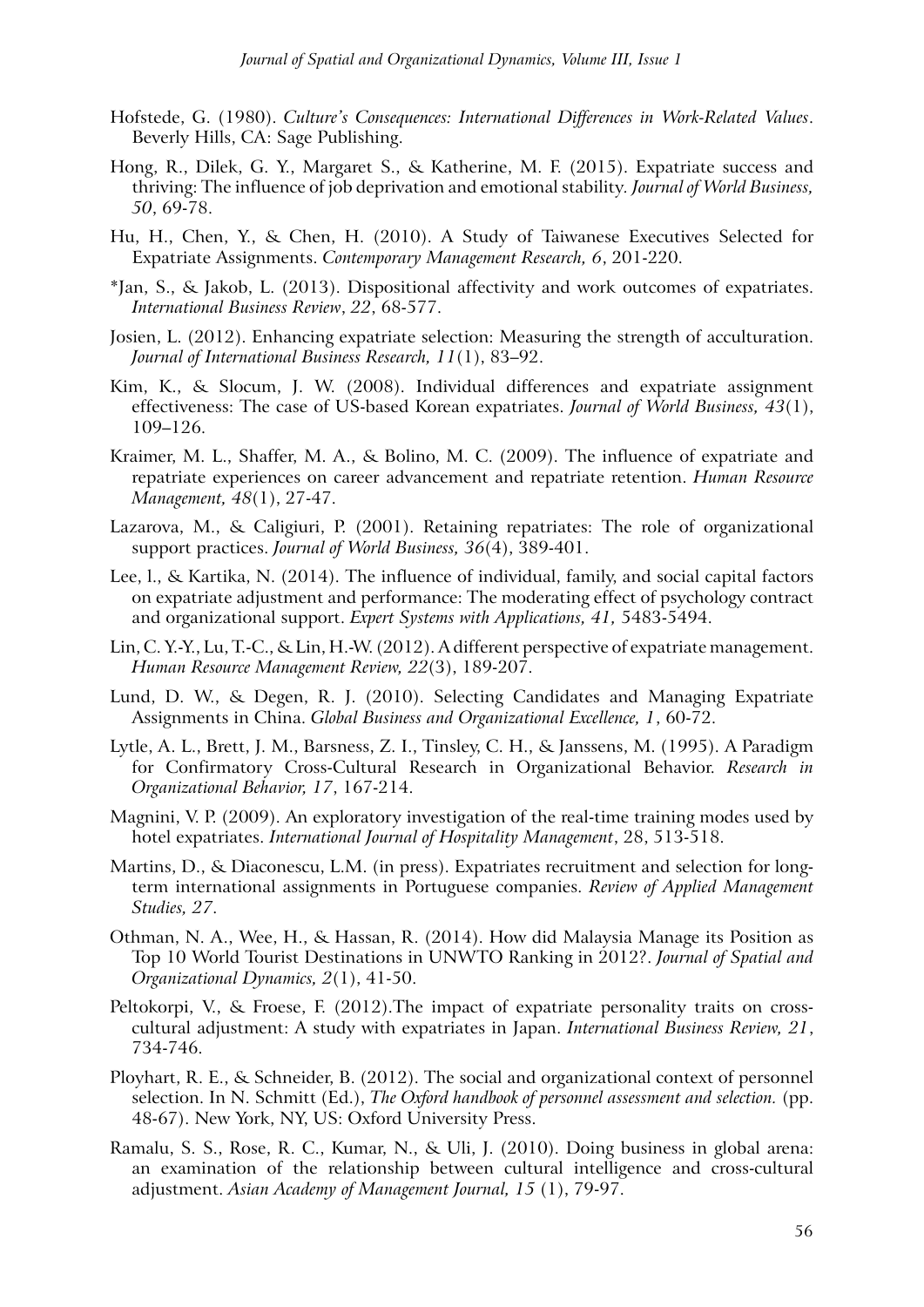Hofstede, G. (1980). *Culture's Consequences: International Differences in Work-Related Values*. Beverly Hills, CA: Sage Publishing.

Hong, R., Dilek, G. Y., Margaret S., & Katherine, M. F. (2015). Expatriate success and thriving: The influence of job deprivation and emotional stability. *Journal of World Business, 50*, 69-78.

Hu, H., Chen, Y., & Chen, H. (2010). A Study of Taiwanese Executives Selected for Expatriate Assignments. *Contemporary Management Research, 6*, 201-220.

*Jan, S., & Jakob, L. (2013). Dispositional affectivity and work outcomes of expatriates. *International Business Review*, *22*, 68-577.

Josien, L. (2012). Enhancing expatriate selection: Measuring the strength of acculturation. *Journal of International Business Research, 11*(1), 83–92.

Kim, K., & Slocum, J. W. (2008). Individual differences and expatriate assignment effectiveness: The case of US-based Korean expatriates. *Journal of World Business, 43*(1), 109–126.

Kraimer, M. L., Shaffer, M. A., & Bolino, M. C. (2009). The influence of expatriate and repatriate experiences on career advancement and repatriate retention. *Human Resource Management, 48*(1), 27-47.

Lazarova, M., & Caligiuri, P. (2001). Retaining repatriates: The role of organizational support practices. *Journal of World Business, 36*(4), 389-401.

Lee, l., & Kartika, N. (2014). The influence of individual, family, and social capital factors on expatriate adjustment and performance: The moderating effect of psychology contract and organizational support. *Expert Systems with Applications, 41,* 5483-5494.

Lin, C. Y.-Y., Lu, T.-C., & Lin, H.-W. (2012). A different perspective of expatriate management. *Human Resource Management Review, 22*(3), 189-207.

Lund, D. W., & Degen, R. J. (2010). Selecting Candidates and Managing Expatriate Assignments in China. *Global Business and Organizational Excellence, 1*, 60-72.

Lytle, A. L., Brett, J. M., Barsness, Z. I., Tinsley, C. H., & Janssens, M. (1995). A Paradigm for Confirmatory Cross-Cultural Research in Organizational Behavior. *Research in Organizational Behavior, 17*, 167-214.

Magnini, V. P. (2009). An exploratory investigation of the real-time training modes used by hotel expatriates. *International Journal of Hospitality Management*, 28, 513-518.

Martins, D., & Diaconescu, L.M. (in press). Expatriates recruitment and selection for long-term international assignments in Portuguese companies. *Review of Applied Management Studies, 27*.

Othman, N. A., Wee, H., & Hassan, R. (2014). How did Malaysia Manage its Position as Top 10 World Tourist Destinations in UNWTO Ranking in 2012?. *Journal of Spatial and Organizational Dynamics, 2*(1), 41-50.

Peltokorpi, V., & Froese, F. (2012).The impact of expatriate personality traits on cross-cultural adjustment: A study with expatriates in Japan. *International Business Review, 21*, 734-746.

Ployhart, R. E., & Schneider, B. (2012). The social and organizational context of personnel selection. In N. Schmitt (Ed.), *The Oxford handbook of personnel assessment and selection.* (pp. 48-67). New York, NY, US: Oxford University Press.

Ramalu, S. S., Rose, R. C., Kumar, N., & Uli, J. (2010). Doing business in global arena: an examination of the relationship between cultural intelligence and cross-cultural adjustment. *Asian Academy of Management Journal, 15* (1), 79-97.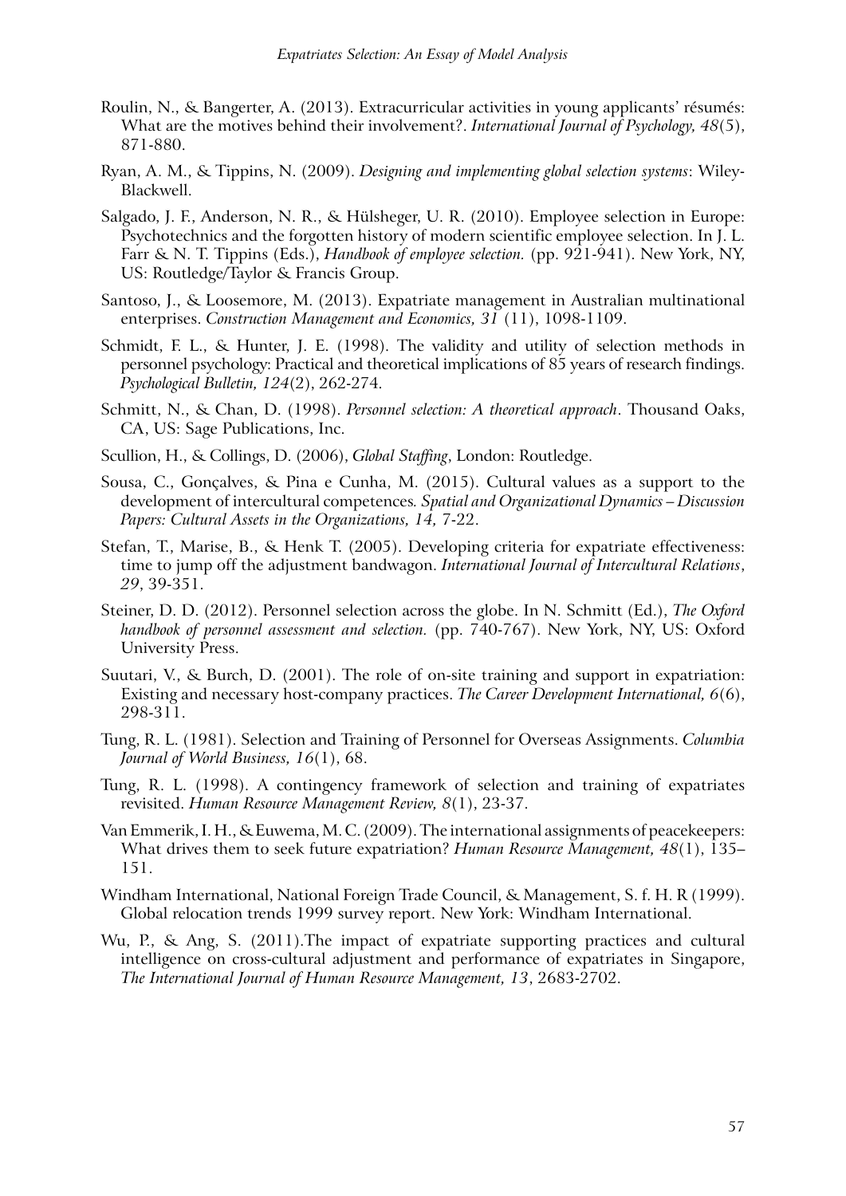Roulin, N., & Bangerter, A. (2013). Extracurricular activities in young applicants' résumés: What are the motives behind their involvement?. *International Journal of Psychology, 48*(5), 871-880.

Ryan, A. M., & Tippins, N. (2009). *Designing and implementing global selection systems*: Wiley-Blackwell.

Salgado, J. F., Anderson, N. R., & Hülsheger, U. R. (2010). Employee selection in Europe: Psychotechnics and the forgotten history of modern scientific employee selection. In J. L. Farr & N. T. Tippins (Eds.), *Handbook of employee selection.* (pp. 921-941). New York, NY, US: Routledge/Taylor & Francis Group.

Santoso, J., & Loosemore, M. (2013). Expatriate management in Australian multinational enterprises. *Construction Management and Economics, 31* (11), 1098-1109.

Schmidt, F. L., & Hunter, J. E. (1998). The validity and utility of selection methods in personnel psychology: Practical and theoretical implications of 85 years of research findings. *Psychological Bulletin, 124*(2), 262-274.

Schmitt, N., & Chan, D. (1998). *Personnel selection: A theoretical approach*. Thousand Oaks, CA, US: Sage Publications, Inc.

Scullion, H., & Collings, D. (2006), *Global Staffing*, London: Routledge.

Sousa, C., Gonçalves, & Pina e Cunha, M. (2015). Cultural values as a support to the development of intercultural competences. *Spatial and Organizational Dynamics – Discussion Papers: Cultural Assets in the Organizations, 14,* 7-22.

Stefan, T., Marise, B., & Henk T. (2005). Developing criteria for expatriate effectiveness: time to jump off the adjustment bandwagon. *International Journal of Intercultural Relations*, *29*, 39-351.

Steiner, D. D. (2012). Personnel selection across the globe. In N. Schmitt (Ed.), *The Oxford handbook of personnel assessment and selection.* (pp. 740-767). New York, NY, US: Oxford University Press.

Suutari, V., & Burch, D. (2001). The role of on-site training and support in expatriation: Existing and necessary host-company practices. *The Career Development International, 6*(6), 298-311.

Tung, R. L. (1981). Selection and Training of Personnel for Overseas Assignments. *Columbia Journal of World Business, 16*(1), 68.

Tung, R. L. (1998). A contingency framework of selection and training of expatriates revisited. *Human Resource Management Review, 8*(1), 23-37.

Van Emmerik, I. H., & Euwema, M. C. (2009). The international assignments of peacekeepers: What drives them to seek future expatriation? *Human Resource Management, 48*(1), 135–151.

Windham International, National Foreign Trade Council, & Management, S. f. H. R (1999). Global relocation trends 1999 survey report. New York: Windham International.

Wu, P., & Ang, S. (2011).The impact of expatriate supporting practices and cultural intelligence on cross-cultural adjustment and performance of expatriates in Singapore, *The International Journal of Human Resource Management, 13*, 2683-2702.